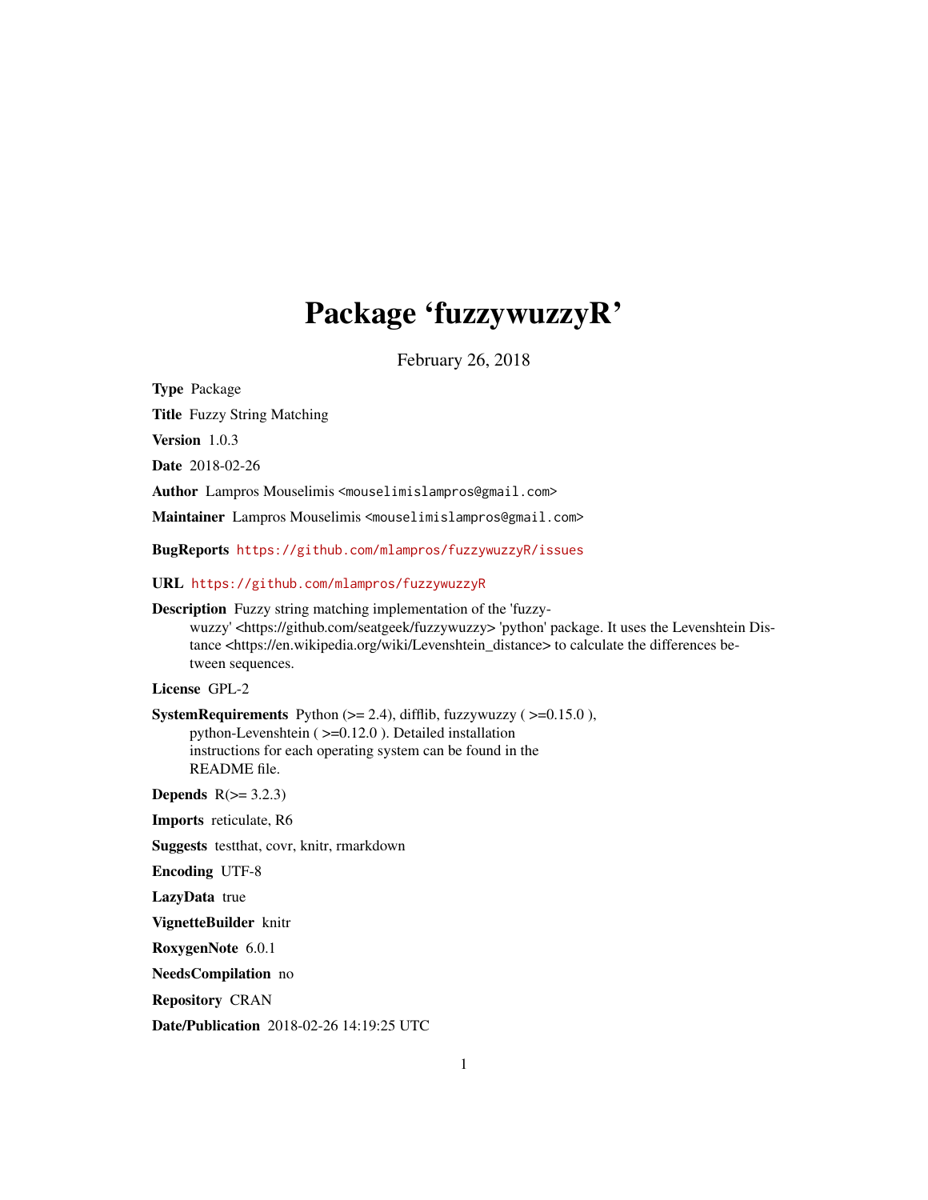# Package 'fuzzywuzzyR'

February 26, 2018

**Type** Package

**Title** Fuzzy String Matching

**Version** 1.0.3

**Date** 2018-02-26

**Author** Lampros Mouselimis <mouselimislampros@gmail.com>

**Maintainer** Lampros Mouselimis <mouselimislampros@gmail.com>

**BugReports** https://github.com/mlampros/fuzzywuzzyR/issues

**URL** https://github.com/mlampros/fuzzywuzzyR

**Description** Fuzzy string matching implementation of the 'fuzzywuzzy' <https://github.com/seatgeek/fuzzywuzzy> 'python' package. It uses the Levenshtein Distance <https://en.wikipedia.org/wiki/Levenshtein_distance> to calculate the differences between sequences.

**License** GPL-2

**SystemRequirements** Python (>= 2.4), difflib, fuzzywuzzy ( >=0.15.0 ), python-Levenshtein ( >=0.12.0 ). Detailed installation instructions for each operating system can be found in the README file.

**Depends** R(>= 3.2.3)

**Imports** reticulate, R6

**Suggests** testthat, covr, knitr, rmarkdown

**Encoding** UTF-8

**LazyData** true

**VignetteBuilder** knitr

**RoxygenNote** 6.0.1

**NeedsCompilation** no

**Repository** CRAN

**Date/Publication** 2018-02-26 14:19:25 UTC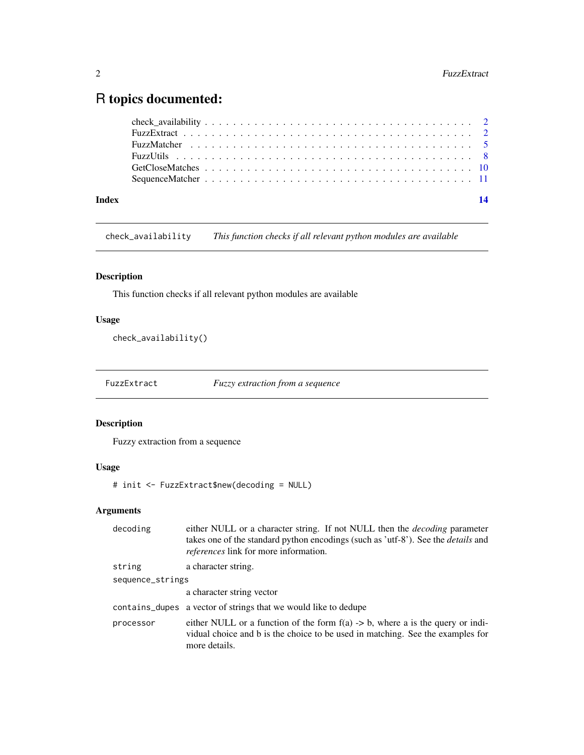# R topics documented:

check_availability . . . . . . . . . . . . . . . . . . . . . . . . . . . . . . . . . . . . 2
FuzzExtract . . . . . . . . . . . . . . . . . . . . . . . . . . . . . . . . . . . . . . . 2
FuzzMatcher . . . . . . . . . . . . . . . . . . . . . . . . . . . . . . . . . . . . . . 5
FuzzUtils . . . . . . . . . . . . . . . . . . . . . . . . . . . . . . . . . . . . . . . . 8
GetCloseMatches . . . . . . . . . . . . . . . . . . . . . . . . . . . . . . . . . . . . 10
SequenceMatcher . . . . . . . . . . . . . . . . . . . . . . . . . . . . . . . . . . . . 11

**Index** **14**

---

`check_availability` *This function checks if all relevant python modules are available*

---

### Description

This function checks if all relevant python modules are available

### Usage

```
check_availability()
```

---

`FuzzExtract` *Fuzzy extraction from a sequence*

---

### Description

Fuzzy extraction from a sequence

### Usage

```
# init <- FuzzExtract$new(decoding = NULL)
```

### Arguments

| | |
|---|---|
| `decoding` | either NULL or a character string. If not NULL then the *decoding* parameter takes one of the standard python encodings (such as 'utf-8'). See the *details* and *references* link for more information. |
| `string` | a character string. |
| `sequence_strings` | a character string vector |
| `contains_dupes` | a vector of strings that we would like to dedupe |
| `processor` | either NULL or a function of the form f(a) -> b, where a is the query or individual choice and b is the choice to be used in matching. See the examples for more details. |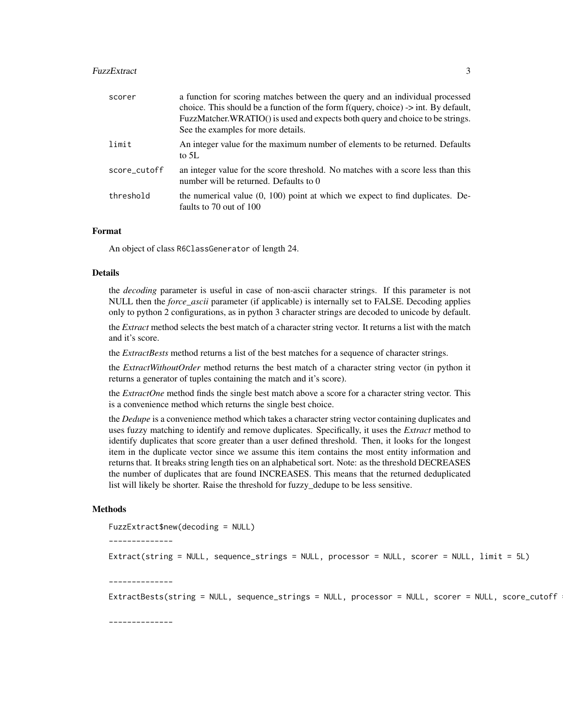| | |
|---|---|
| scorer | a function for scoring matches between the query and an individual processed choice. This should be a function of the form f(query, choice) -> int. By default, FuzzMatcher.WRATIO() is used and expects both query and choice to be strings. See the examples for more details. |
| limit | An integer value for the maximum number of elements to be returned. Defaults to 5L |
| score_cutoff | an integer value for the score threshold. No matches with a score less than this number will be returned. Defaults to 0 |
| threshold | the numerical value (0, 100) point at which we expect to find duplicates. Defaults to 70 out of 100 |

### Format

An object of class R6ClassGenerator of length 24.

### Details

the *decoding* parameter is useful in case of non-ascii character strings. If this parameter is not NULL then the *force_ascii* parameter (if applicable) is internally set to FALSE. Decoding applies only to python 2 configurations, as in python 3 character strings are decoded to unicode by default.

the *Extract* method selects the best match of a character string vector. It returns a list with the match and it's score.

the *ExtractBests* method returns a list of the best matches for a sequence of character strings.

the *ExtractWithoutOrder* method returns the best match of a character string vector (in python it returns a generator of tuples containing the match and it's score).

the *ExtractOne* method finds the single best match above a score for a character string vector. This is a convenience method which returns the single best choice.

the *Dedupe* is a convenience method which takes a character string vector containing duplicates and uses fuzzy matching to identify and remove duplicates. Specifically, it uses the *Extract* method to identify duplicates that score greater than a user defined threshold. Then, it looks for the longest item in the duplicate vector since we assume this item contains the most entity information and returns that. It breaks string length ties on an alphabetical sort. Note: as the threshold DECREASES the number of duplicates that are found INCREASES. This means that the returned deduplicated list will likely be shorter. Raise the threshold for fuzzy_dedupe to be less sensitive.

### Methods

```
FuzzExtract$new(decoding = NULL)

--------------

Extract(string = NULL, sequence_strings = NULL, processor = NULL, scorer = NULL, limit = 5L)

--------------

ExtractBests(string = NULL, sequence_strings = NULL, processor = NULL, scorer = NULL, score_cutoff =

--------------
```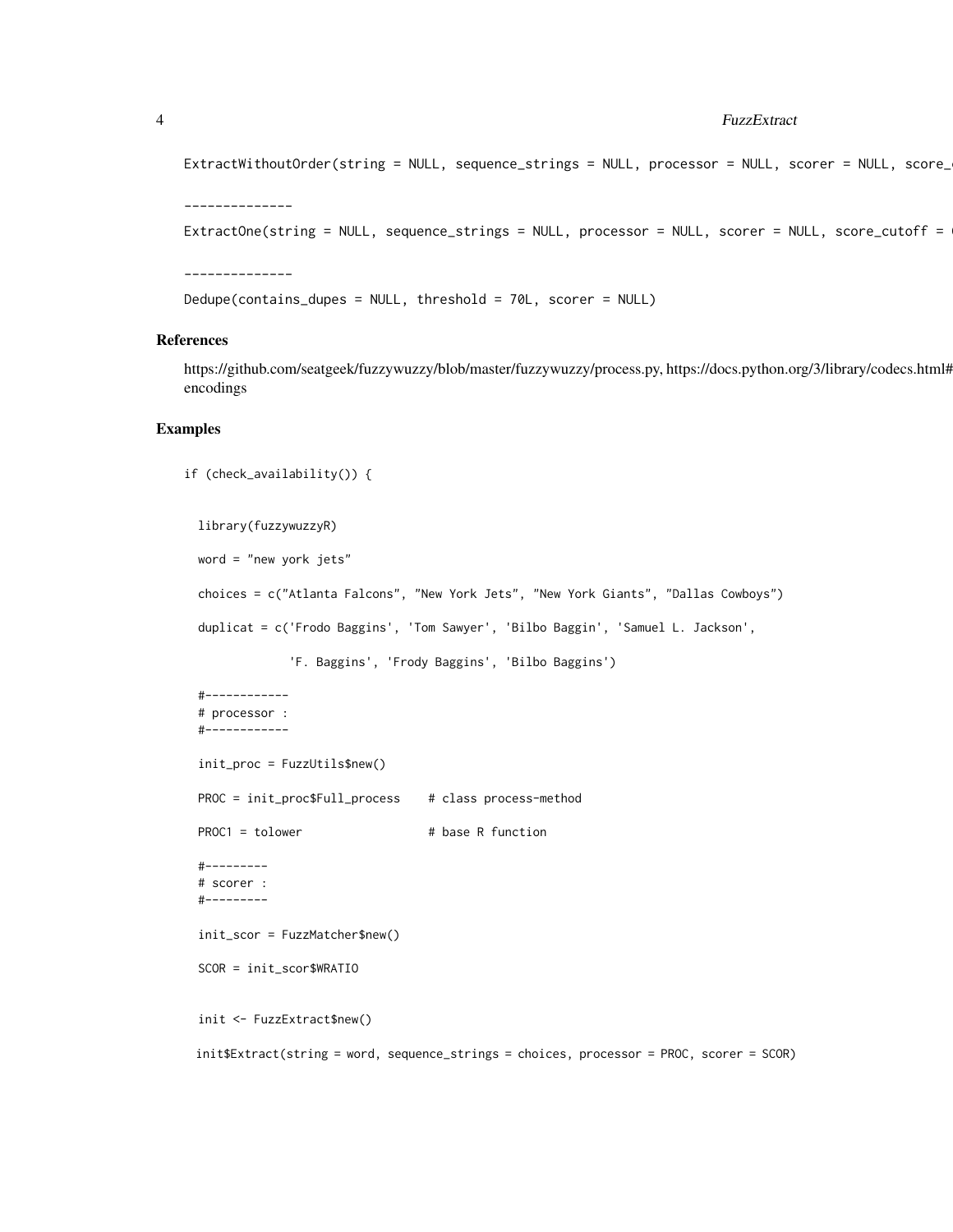```
ExtractWithoutOrder(string = NULL, sequence_strings = NULL, processor = NULL, scorer = NULL, score_c

--------------

ExtractOne(string = NULL, sequence_strings = NULL, processor = NULL, scorer = NULL, score_cutoff = 0

--------------

Dedupe(contains_dupes = NULL, threshold = 70L, scorer = NULL)
```

### References

https://github.com/seatgeek/fuzzywuzzy/blob/master/fuzzywuzzy/process.py, https://docs.python.org/3/library/codecs.html# encodings

### Examples

```
if (check_availability()) {


  library(fuzzywuzzyR)

  word = "new york jets"

  choices = c("Atlanta Falcons", "New York Jets", "New York Giants", "Dallas Cowboys")

  duplicat = c('Frodo Baggins', 'Tom Sawyer', 'Bilbo Baggin', 'Samuel L. Jackson',

               'F. Baggins', 'Frody Baggins', 'Bilbo Baggins')

  #------------
  # processor :
  #------------

  init_proc = FuzzUtils$new()

  PROC = init_proc$Full_process    # class process-method

  PROC1 = tolower                  # base R function

  #---------
  # scorer :
  #---------

  init_scor = FuzzMatcher$new()

  SCOR = init_scor$WRATIO


  init <- FuzzExtract$new()

 init$Extract(string = word, sequence_strings = choices, processor = PROC, scorer = SCOR)
```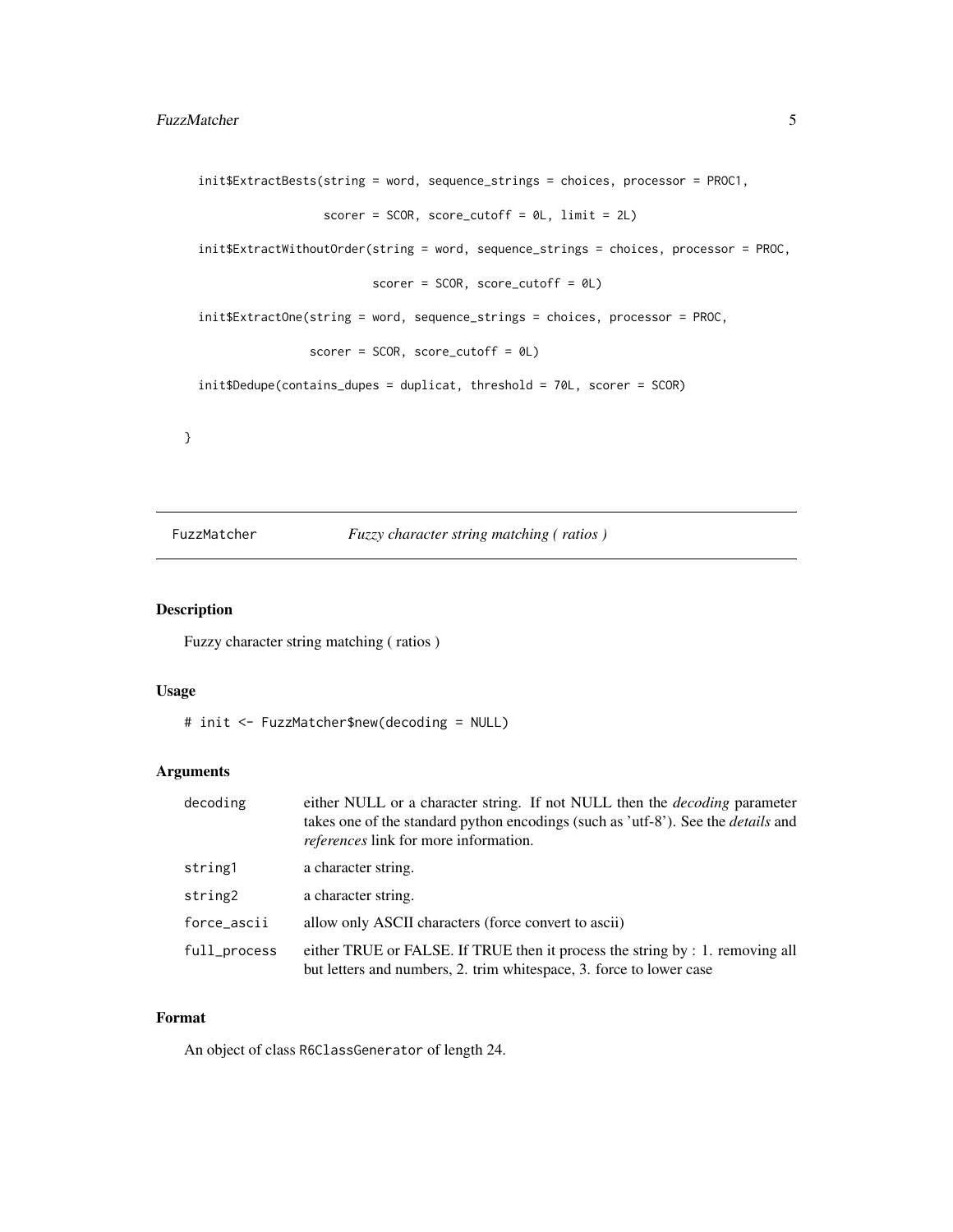```
  init$ExtractBests(string = word, sequence_strings = choices, processor = PROC1,

                    scorer = SCOR, score_cutoff = 0L, limit = 2L)

  init$ExtractWithoutOrder(string = word, sequence_strings = choices, processor = PROC,

                           scorer = SCOR, score_cutoff = 0L)

  init$ExtractOne(string = word, sequence_strings = choices, processor = PROC,

                  scorer = SCOR, score_cutoff = 0L)

  init$Dedupe(contains_dupes = duplicat, threshold = 70L, scorer = SCOR)

}
```

## FuzzMatcher — *Fuzzy character string matching ( ratios )*

### Description

Fuzzy character string matching ( ratios )

### Usage

```
# init <- FuzzMatcher$new(decoding = NULL)
```

### Arguments

| | |
|---|---|
| decoding | either NULL or a character string. If not NULL then the *decoding* parameter takes one of the standard python encodings (such as 'utf-8'). See the *details* and *references* link for more information. |
| string1 | a character string. |
| string2 | a character string. |
| force_ascii | allow only ASCII characters (force convert to ascii) |
| full_process | either TRUE or FALSE. If TRUE then it process the string by : 1. removing all but letters and numbers, 2. trim whitespace, 3. force to lower case |

### Format

An object of class R6ClassGenerator of length 24.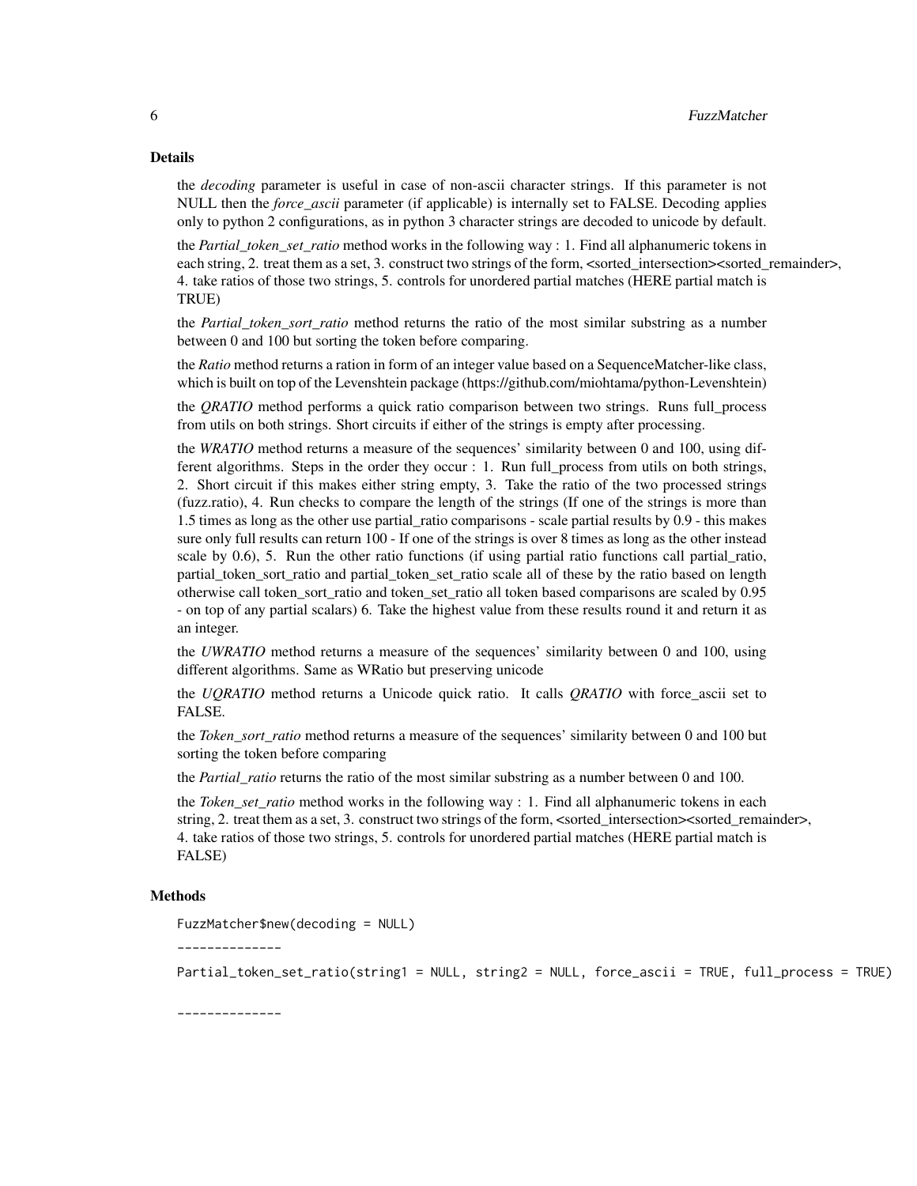### Details

the *decoding* parameter is useful in case of non-ascii character strings. If this parameter is not NULL then the *force_ascii* parameter (if applicable) is internally set to FALSE. Decoding applies only to python 2 configurations, as in python 3 character strings are decoded to unicode by default.

the *Partial_token_set_ratio* method works in the following way : 1. Find all alphanumeric tokens in each string, 2. treat them as a set, 3. construct two strings of the form, <sorted_intersection><sorted_remainder>, 4. take ratios of those two strings, 5. controls for unordered partial matches (HERE partial match is TRUE)

the *Partial_token_sort_ratio* method returns the ratio of the most similar substring as a number between 0 and 100 but sorting the token before comparing.

the *Ratio* method returns a ration in form of an integer value based on a SequenceMatcher-like class, which is built on top of the Levenshtein package (https://github.com/miohtama/python-Levenshtein)

the *QRATIO* method performs a quick ratio comparison between two strings. Runs full_process from utils on both strings. Short circuits if either of the strings is empty after processing.

the *WRATIO* method returns a measure of the sequences' similarity between 0 and 100, using different algorithms. Steps in the order they occur : 1. Run full_process from utils on both strings, 2. Short circuit if this makes either string empty, 3. Take the ratio of the two processed strings (fuzz.ratio), 4. Run checks to compare the length of the strings (If one of the strings is more than 1.5 times as long as the other use partial_ratio comparisons - scale partial results by 0.9 - this makes sure only full results can return 100 - If one of the strings is over 8 times as long as the other instead scale by 0.6), 5. Run the other ratio functions (if using partial ratio functions call partial_ratio, partial_token_sort_ratio and partial_token_set_ratio scale all of these by the ratio based on length otherwise call token_sort_ratio and token_set_ratio all token based comparisons are scaled by 0.95 - on top of any partial scalars) 6. Take the highest value from these results round it and return it as an integer.

the *UWRATIO* method returns a measure of the sequences' similarity between 0 and 100, using different algorithms. Same as WRatio but preserving unicode

the *UQRATIO* method returns a Unicode quick ratio. It calls *QRATIO* with force_ascii set to FALSE.

the *Token_sort_ratio* method returns a measure of the sequences' similarity between 0 and 100 but sorting the token before comparing

the *Partial_ratio* returns the ratio of the most similar substring as a number between 0 and 100.

the *Token_set_ratio* method works in the following way : 1. Find all alphanumeric tokens in each string, 2. treat them as a set, 3. construct two strings of the form, <sorted_intersection><sorted_remainder>, 4. take ratios of those two strings, 5. controls for unordered partial matches (HERE partial match is FALSE)

### Methods

```
FuzzMatcher$new(decoding = NULL)

--------------

Partial_token_set_ratio(string1 = NULL, string2 = NULL, force_ascii = TRUE, full_process = TRUE)

--------------
```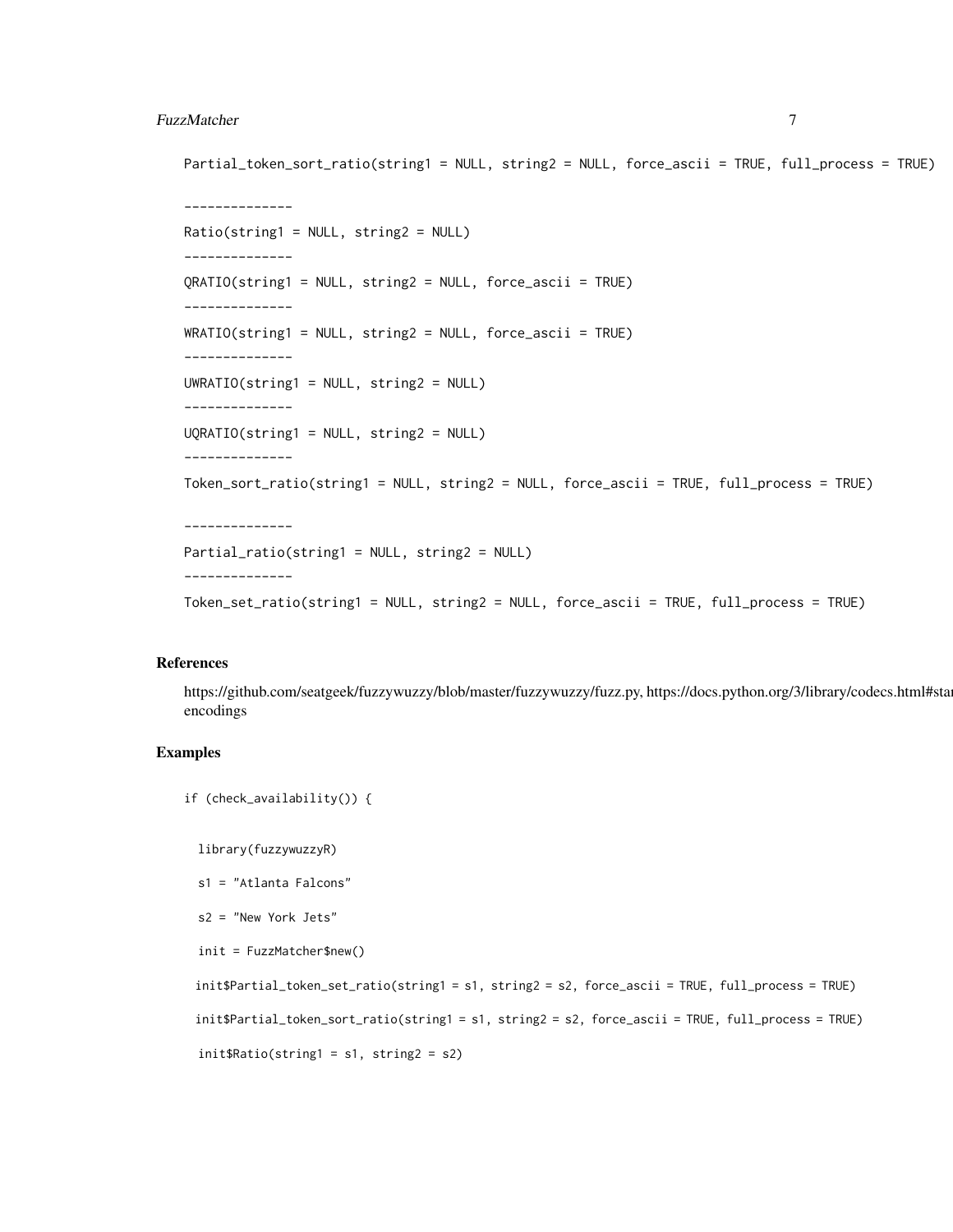```
Partial_token_sort_ratio(string1 = NULL, string2 = NULL, force_ascii = TRUE, full_process = TRUE)

--------------
Ratio(string1 = NULL, string2 = NULL)
--------------
QRATIO(string1 = NULL, string2 = NULL, force_ascii = TRUE)
--------------
WRATIO(string1 = NULL, string2 = NULL, force_ascii = TRUE)
--------------
UWRATIO(string1 = NULL, string2 = NULL)
--------------
UQRATIO(string1 = NULL, string2 = NULL)
--------------
Token_sort_ratio(string1 = NULL, string2 = NULL, force_ascii = TRUE, full_process = TRUE)

--------------
Partial_ratio(string1 = NULL, string2 = NULL)
--------------
Token_set_ratio(string1 = NULL, string2 = NULL, force_ascii = TRUE, full_process = TRUE)
```

## References

https://github.com/seatgeek/fuzzywuzzy/blob/master/fuzzywuzzy/fuzz.py, https://docs.python.org/3/library/codecs.html#standard-encodings

## Examples

```
if (check_availability()) {

  library(fuzzywuzzyR)

  s1 = "Atlanta Falcons"

  s2 = "New York Jets"

  init = FuzzMatcher$new()

 init$Partial_token_set_ratio(string1 = s1, string2 = s2, force_ascii = TRUE, full_process = TRUE)

 init$Partial_token_sort_ratio(string1 = s1, string2 = s2, force_ascii = TRUE, full_process = TRUE)

  init$Ratio(string1 = s1, string2 = s2)
```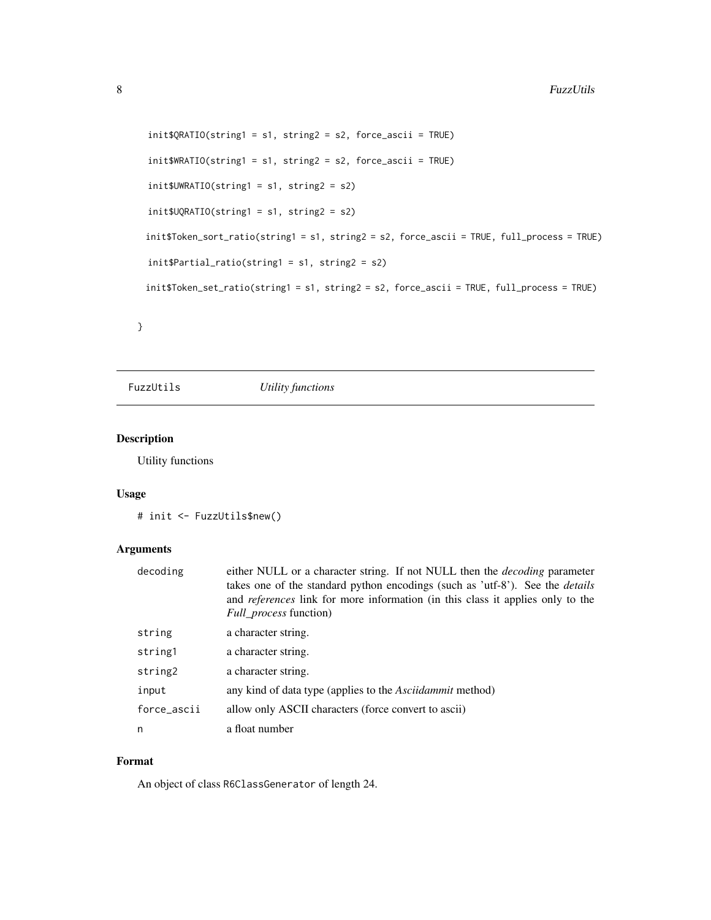```
 init$QRATIO(string1 = s1, string2 = s2, force_ascii = TRUE)

 init$WRATIO(string1 = s1, string2 = s2, force_ascii = TRUE)

 init$UWRATIO(string1 = s1, string2 = s2)

 init$UQRATIO(string1 = s1, string2 = s2)

 init$Token_sort_ratio(string1 = s1, string2 = s2, force_ascii = TRUE, full_process = TRUE)

 init$Partial_ratio(string1 = s1, string2 = s2)

 init$Token_set_ratio(string1 = s1, string2 = s2, force_ascii = TRUE, full_process = TRUE)

}
```

## FuzzUtils *Utility functions*

### Description

Utility functions

### Usage

```
# init <- FuzzUtils$new()
```

### Arguments

| | |
|---|---|
| decoding | either NULL or a character string. If not NULL then the *decoding* parameter takes one of the standard python encodings (such as 'utf-8'). See the *details* and *references* link for more information (in this class it applies only to the *Full_process* function) |
| string | a character string. |
| string1 | a character string. |
| string2 | a character string. |
| input | any kind of data type (applies to the *Asciidammit* method) |
| force_ascii | allow only ASCII characters (force convert to ascii) |
| n | a float number |

### Format

An object of class R6ClassGenerator of length 24.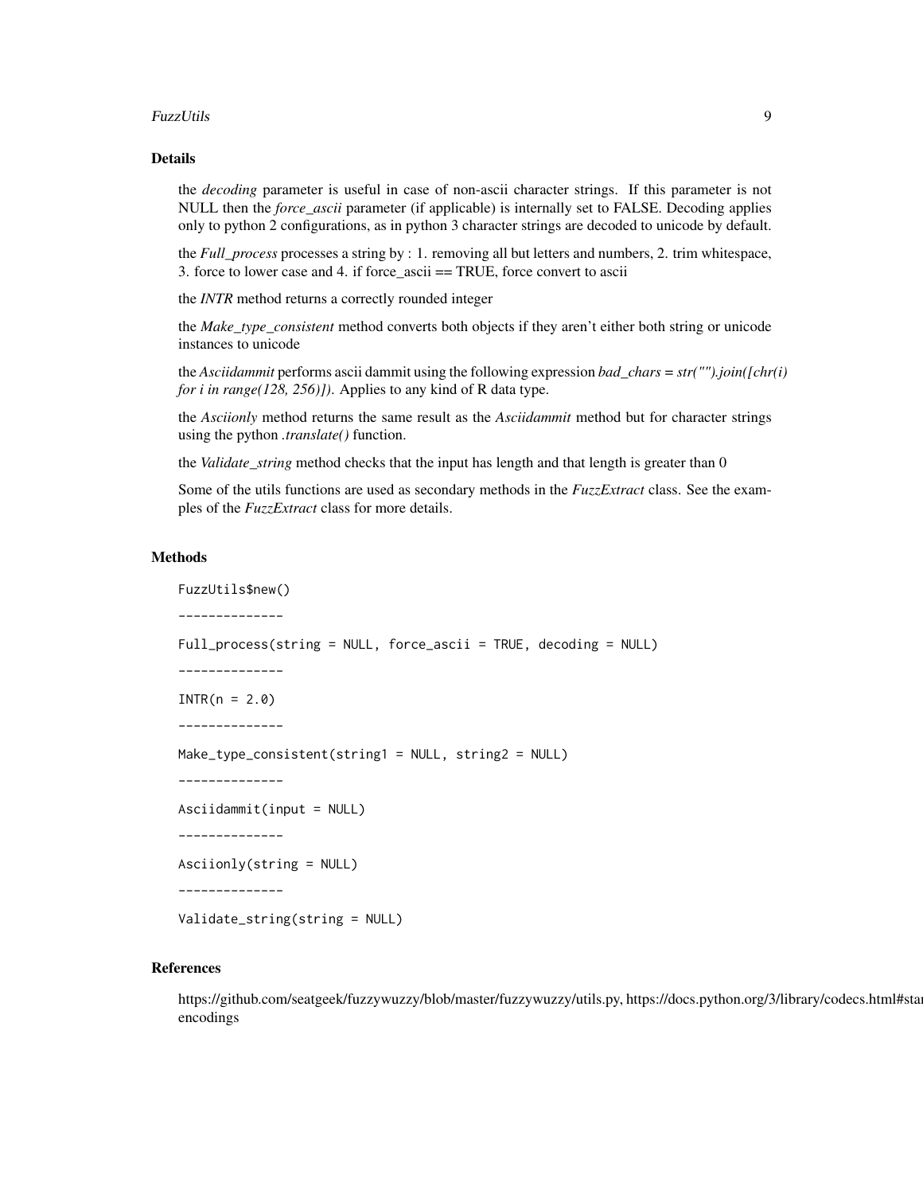### Details

the *decoding* parameter is useful in case of non-ascii character strings. If this parameter is not NULL then the *force_ascii* parameter (if applicable) is internally set to FALSE. Decoding applies only to python 2 configurations, as in python 3 character strings are decoded to unicode by default.

the *Full_process* processes a string by : 1. removing all but letters and numbers, 2. trim whitespace, 3. force to lower case and 4. if force_ascii == TRUE, force convert to ascii

the *INTR* method returns a correctly rounded integer

the *Make_type_consistent* method converts both objects if they aren't either both string or unicode instances to unicode

the *Asciidammit* performs ascii dammit using the following expression *bad_chars = str("").join([chr(i) for i in range(128, 256)])*. Applies to any kind of R data type.

the *Asciionly* method returns the same result as the *Asciidammit* method but for character strings using the python *.translate()* function.

the *Validate_string* method checks that the input has length and that length is greater than 0

Some of the utils functions are used as secondary methods in the *FuzzExtract* class. See the examples of the *FuzzExtract* class for more details.

### Methods

```
FuzzUtils$new()

--------------

Full_process(string = NULL, force_ascii = TRUE, decoding = NULL)

--------------

INTR(n = 2.0)

--------------

Make_type_consistent(string1 = NULL, string2 = NULL)

--------------

Asciidammit(input = NULL)

--------------

Asciionly(string = NULL)

--------------

Validate_string(string = NULL)
```

### References

https://github.com/seatgeek/fuzzywuzzy/blob/master/fuzzywuzzy/utils.py, https://docs.python.org/3/library/codecs.html#standard-encodings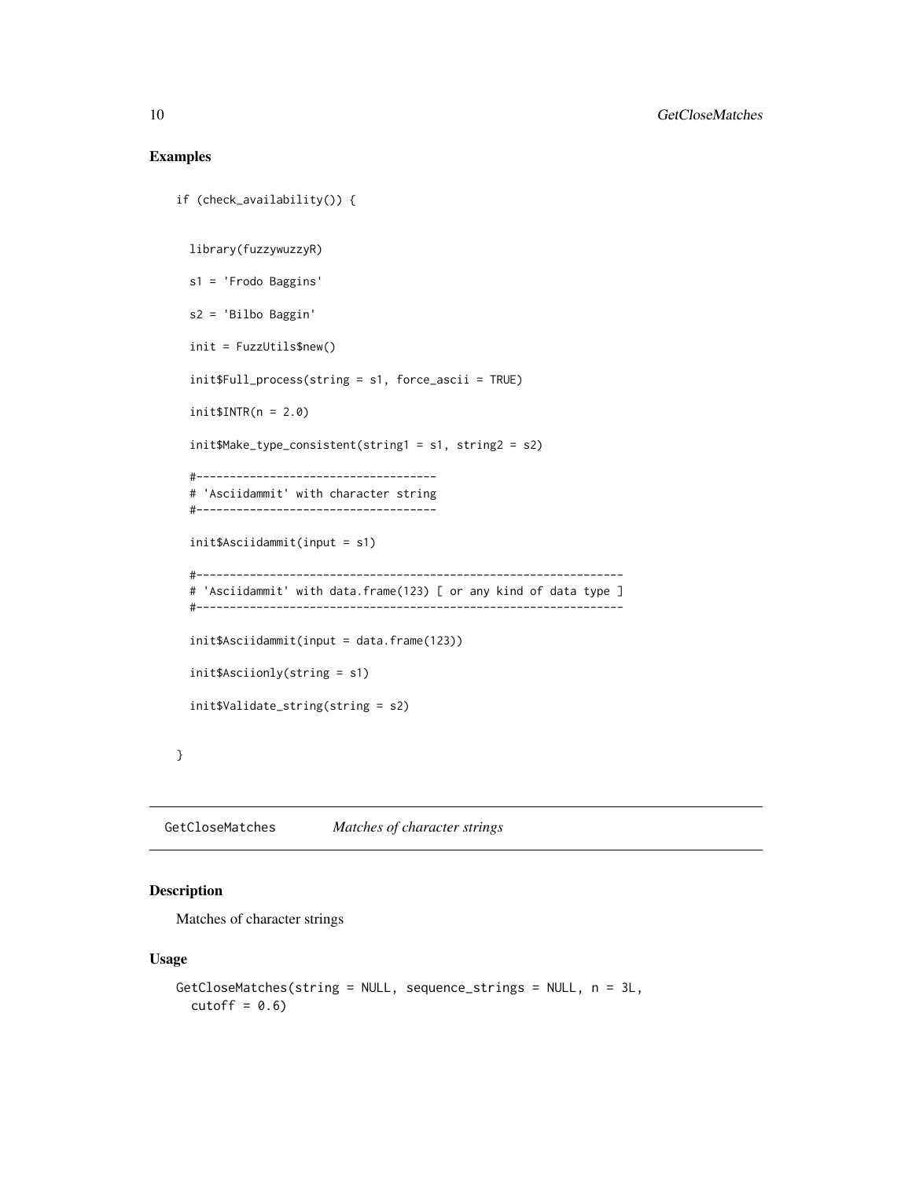## Examples

```
if (check_availability()) {

  library(fuzzywuzzyR)

  s1 = 'Frodo Baggins'

  s2 = 'Bilbo Baggin'

  init = FuzzUtils$new()

  init$Full_process(string = s1, force_ascii = TRUE)

  init$INTR(n = 2.0)

  init$Make_type_consistent(string1 = s1, string2 = s2)

  #------------------------------------
  # 'Asciidammit' with character string
  #------------------------------------

  init$Asciidammit(input = s1)

  #----------------------------------------------------------------
  # 'Asciidammit' with data.frame(123) [ or any kind of data type ]
  #----------------------------------------------------------------

  init$Asciidammit(input = data.frame(123))

  init$Asciionly(string = s1)

  init$Validate_string(string = s2)

}
```

---

`GetCloseMatches` *Matches of character strings*

---

## Description

Matches of character strings

## Usage

```
GetCloseMatches(string = NULL, sequence_strings = NULL, n = 3L,
  cutoff = 0.6)
```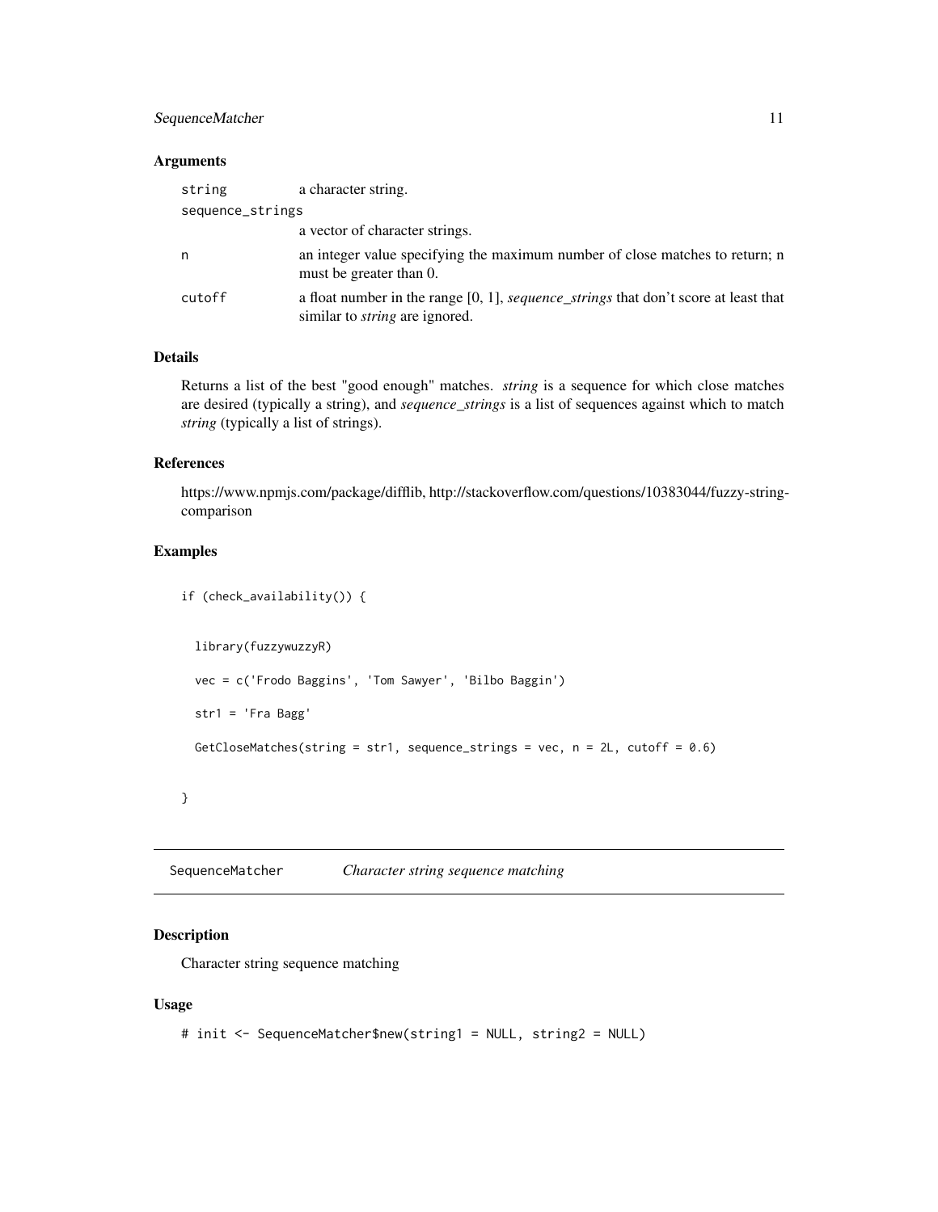### Arguments

| | |
|---|---|
| string | a character string. |
| sequence_strings | a vector of character strings. |
| n | an integer value specifying the maximum number of close matches to return; n must be greater than 0. |
| cutoff | a float number in the range [0, 1], *sequence_strings* that don't score at least that similar to *string* are ignored. |

### Details

Returns a list of the best "good enough" matches. *string* is a sequence for which close matches are desired (typically a string), and *sequence_strings* is a list of sequences against which to match *string* (typically a list of strings).

### References

https://www.npmjs.com/package/difflib, http://stackoverflow.com/questions/10383044/fuzzy-string-comparison

### Examples

```
if (check_availability()) {

  library(fuzzywuzzyR)

  vec = c('Frodo Baggins', 'Tom Sawyer', 'Bilbo Baggin')

  str1 = 'Fra Bagg'

  GetCloseMatches(string = str1, sequence_strings = vec, n = 2L, cutoff = 0.6)

}
```

---

## SequenceMatcher *Character string sequence matching*

### Description

Character string sequence matching

### Usage

```
# init <- SequenceMatcher$new(string1 = NULL, string2 = NULL)
```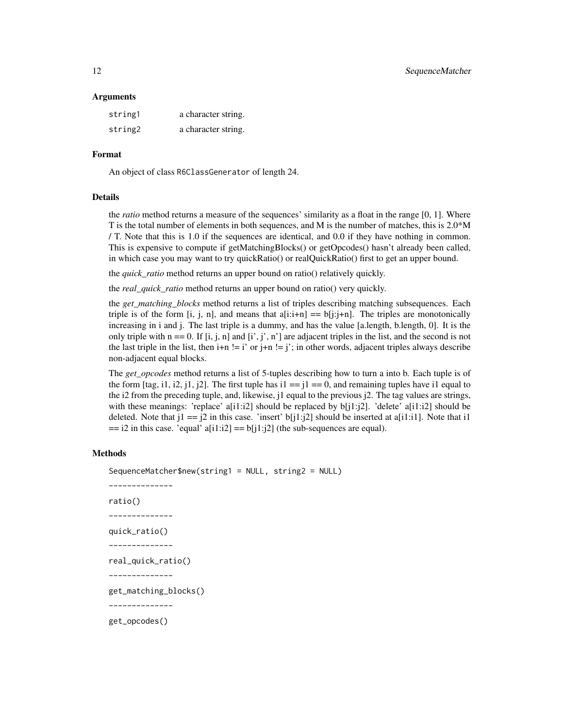### Arguments

| | |
|---|---|
| `string1` | a character string. |
| `string2` | a character string. |

### Format

An object of class `R6ClassGenerator` of length 24.

### Details

the *ratio* method returns a measure of the sequences' similarity as a float in the range [0, 1]. Where T is the total number of elements in both sequences, and M is the number of matches, this is 2.0*M / T. Note that this is 1.0 if the sequences are identical, and 0.0 if they have nothing in common. This is expensive to compute if getMatchingBlocks() or getOpcodes() hasn't already been called, in which case you may want to try quickRatio() or realQuickRatio() first to get an upper bound.

the *quick_ratio* method returns an upper bound on ratio() relatively quickly.

the *real_quick_ratio* method returns an upper bound on ratio() very quickly.

the *get_matching_blocks* method returns a list of triples describing matching subsequences. Each triple is of the form [i, j, n], and means that a[i:i+n] == b[j:j+n]. The triples are monotonically increasing in i and j. The last triple is a dummy, and has the value [a.length, b.length, 0]. It is the only triple with n == 0. If [i, j, n] and [i', j', n'] are adjacent triples in the list, and the second is not the last triple in the list, then i+n != i' or j+n != j'; in other words, adjacent triples always describe non-adjacent equal blocks.

The *get_opcodes* method returns a list of 5-tuples describing how to turn a into b. Each tuple is of the form [tag, i1, i2, j1, j2]. The first tuple has i1 == j1 == 0, and remaining tuples have i1 equal to the i2 from the preceding tuple, and, likewise, j1 equal to the previous j2. The tag values are strings, with these meanings: 'replace' a[i1:i2] should be replaced by b[j1:j2]. 'delete' a[i1:i2] should be deleted. Note that j1 == j2 in this case. 'insert' b[j1:j2] should be inserted at a[i1:i1]. Note that i1 == i2 in this case. 'equal' a[i1:i2] == b[j1:j2] (the sub-sequences are equal).

### Methods

```
SequenceMatcher$new(string1 = NULL, string2 = NULL)
--------------
ratio()
--------------
quick_ratio()
--------------
real_quick_ratio()
--------------
get_matching_blocks()
--------------
get_opcodes()
```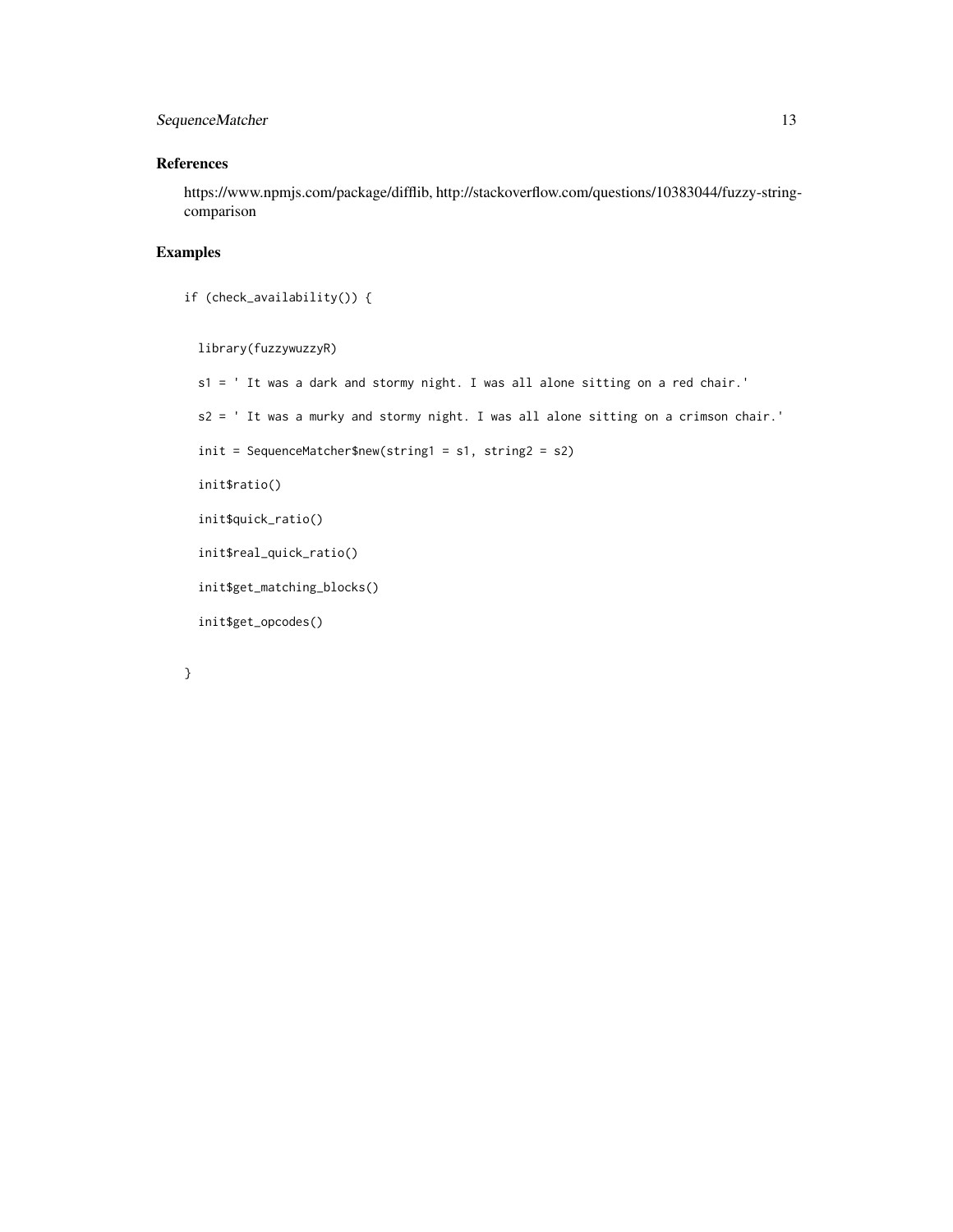## References

https://www.npmjs.com/package/difflib, http://stackoverflow.com/questions/10383044/fuzzy-string-comparison

## Examples

```
if (check_availability()) {

  library(fuzzywuzzyR)

  s1 = ' It was a dark and stormy night. I was all alone sitting on a red chair.'

  s2 = ' It was a murky and stormy night. I was all alone sitting on a crimson chair.'

  init = SequenceMatcher$new(string1 = s1, string2 = s2)

  init$ratio()

  init$quick_ratio()

  init$real_quick_ratio()

  init$get_matching_blocks()

  init$get_opcodes()

}
```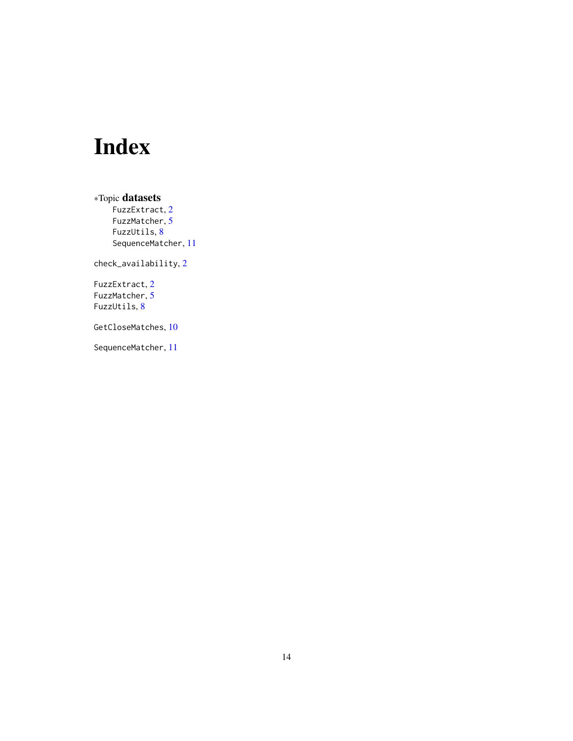# Index

∗Topic **datasets**

FuzzExtract, 2
FuzzMatcher, 5
FuzzUtils, 8
SequenceMatcher, 11

check_availability, 2

FuzzExtract, 2
FuzzMatcher, 5
FuzzUtils, 8

GetCloseMatches, 10

SequenceMatcher, 11